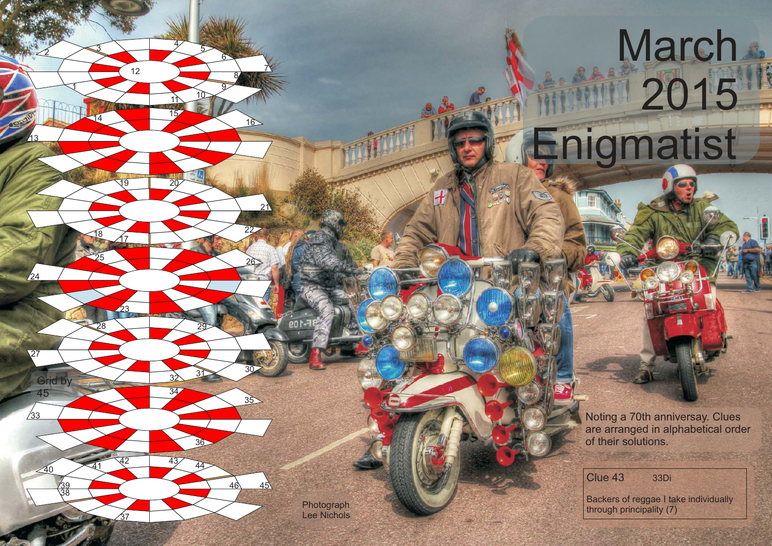# March 2015 Enigmatist

Grid by 45

Noting a 70th anniversary. Clues are arranged in alphabetical order of their solutions.

Clue 43 33Di

Backers of reggae I take individually through principality (7)

Photograph Lee Nichols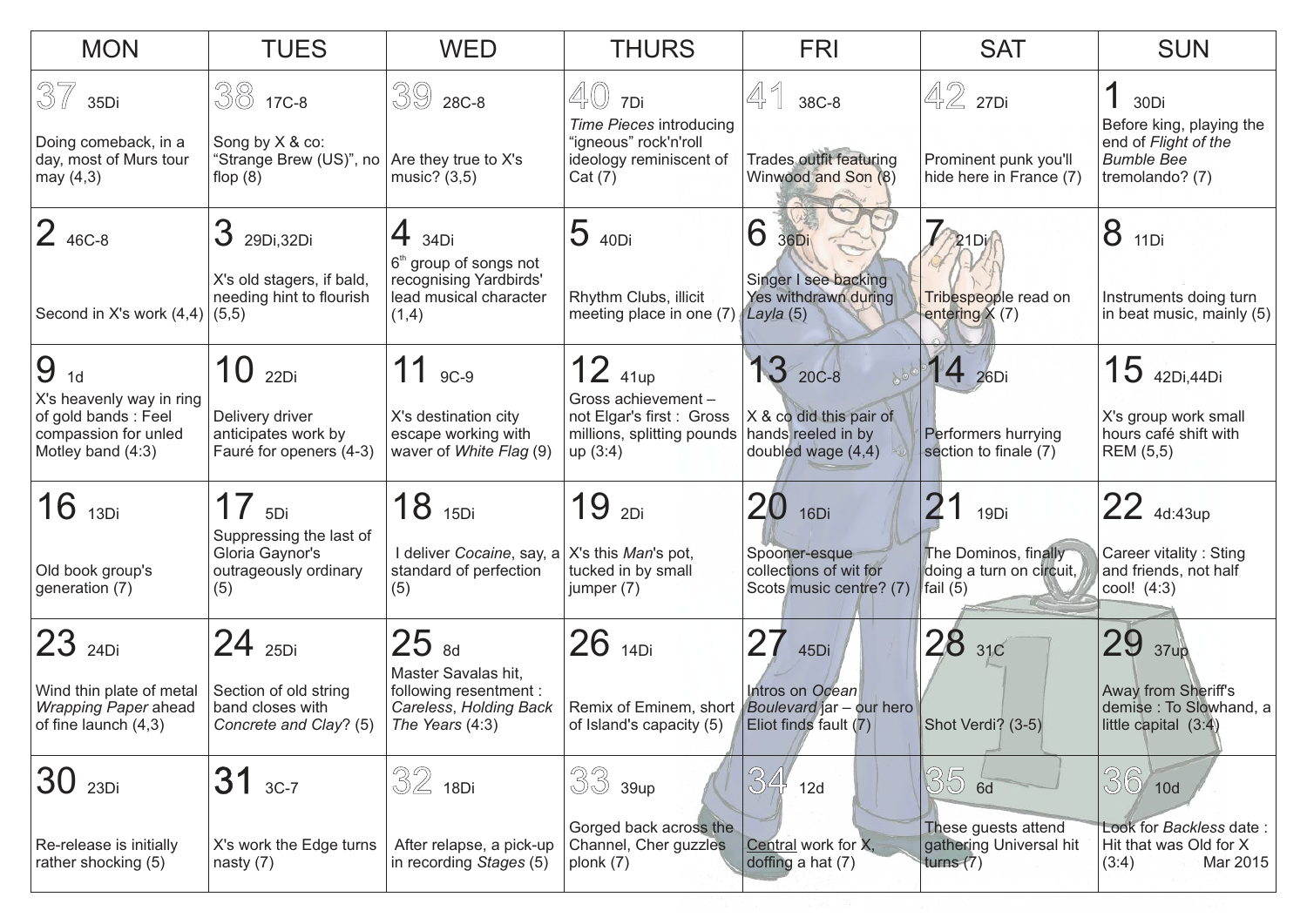| MON | TUES | WED | THURS | FRI | SAT | SUN |
|---|---|---|---|---|---|---|
| 37 35Di<br>Doing comeback, in a day, most of Murs tour may (4,3) | 38 17C-8<br>Song by X & co: "Strange Brew (US)", no flop (8) | 39 28C-8<br>Are they true to X's music? (3,5) | 40 7Di<br>*Time Pieces* introducing "igneous" rock'n'roll ideology reminiscent of Cat (7) | 41 38C-8<br>Trades outfit featuring Winwood and Son (8) | 42 27Di<br>Prominent punk you'll hide here in France (7) | 1 30Di<br>Before king, playing the end of *Flight of the Bumble Bee* tremolando? (7) |
| 2 46C-8<br>Second in X's work (4,4) | 3 29Di,32Di<br>X's old stagers, if bald, needing hint to flourish (5,5) | 4 34Di<br>6th group of songs not recognising Yardbirds' lead musical character (1,4) | 5 40Di<br>Rhythm Clubs, illicit meeting place in one (7) | 6 36Di<br>Singer I see backing Yes withdrawn during *Layla* (5) | 7 21Di<br>Tribespeople read on entering X (7) | 8 11Di<br>Instruments doing turn in beat music, mainly (5) |
| 9 1d<br>X's heavenly way in ring of gold bands : Feel compassion for unled Motley band (4:3) | 10 22Di<br>Delivery driver anticipates work by Fauré for openers (4-3) | 11 9C-9<br>X's destination city escape working with waver of *White Flag* (9) | 12 41up<br>Gross achievement – not Elgar's first : Gross millions, splitting pounds up (3:4) | 13 20C-8<br>X & co did this pair of hands reeled in by doubled wage (4,4) | 14 26Di<br>Performers hurrying section to finale (7) | 15 42Di,44Di<br>X's group work small hours café shift with REM (5,5) |
| 16 13Di<br>Old book group's generation (7) | 17 5Di<br>Suppressing the last of Gloria Gaynor's outrageously ordinary (5) | 18 15Di<br>I deliver *Cocaine*, say, a standard of perfection (5) | 19 2Di<br>X's this *Man*'s pot, tucked in by small jumper (7) | 20 16Di<br>Spooner-esque collections of wit for Scots music centre? (7) | 21 19Di<br>The Dominos, finally doing a turn on circuit, fail (5) | 22 4d:43up<br>Career vitality : Sting and friends, not half cool! (4:3) |
| 23 24Di<br>Wind thin plate of metal *Wrapping Paper* ahead of fine launch (4,3) | 24 25Di<br>Section of old string band closes with *Concrete and Clay*? (5) | 25 8d<br>Master Savalas hit, following resentment : *Careless*, *Holding Back The Years* (4:3) | 26 14Di<br>Remix of Eminem, short of Island's capacity (5) | 27 45Di<br>Intros on *Ocean Boulevard* jar – our hero Eliot finds fault (7) | 28 31C<br>Shot Verdi? (3-5) | 29 37up<br>Away from Sheriff's demise : To Slowhand, a little capital (3:4) |
| 30 23Di<br>Re-release is initially rather shocking (5) | 31 3C-7<br>X's work the Edge turns nasty (7) | 32 18Di<br>After relapse, a pick-up in recording *Stages* (5) | 33 39up<br>Gorged back across the Channel, Cher guzzles plonk (7) | 34 12d<br><u>Central</u> work for X, doffing a hat (7) | 35 6d<br>These guests attend gathering Universal hit turns (7) | 36 10d<br>Look for *Backless* date : Hit that was Old for X (3:4) Mar 2015 |